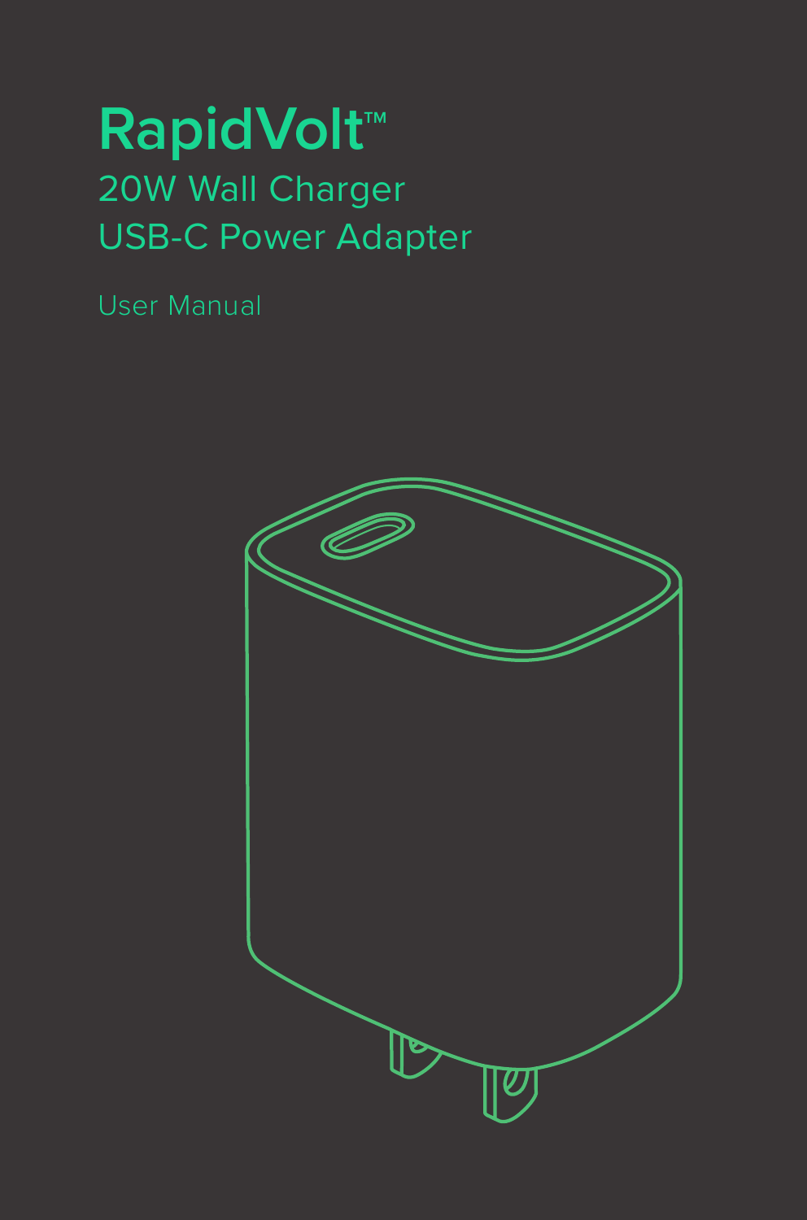# RapidVolt™

## 20W Wall Charger
## USB-C Power Adapter

User Manual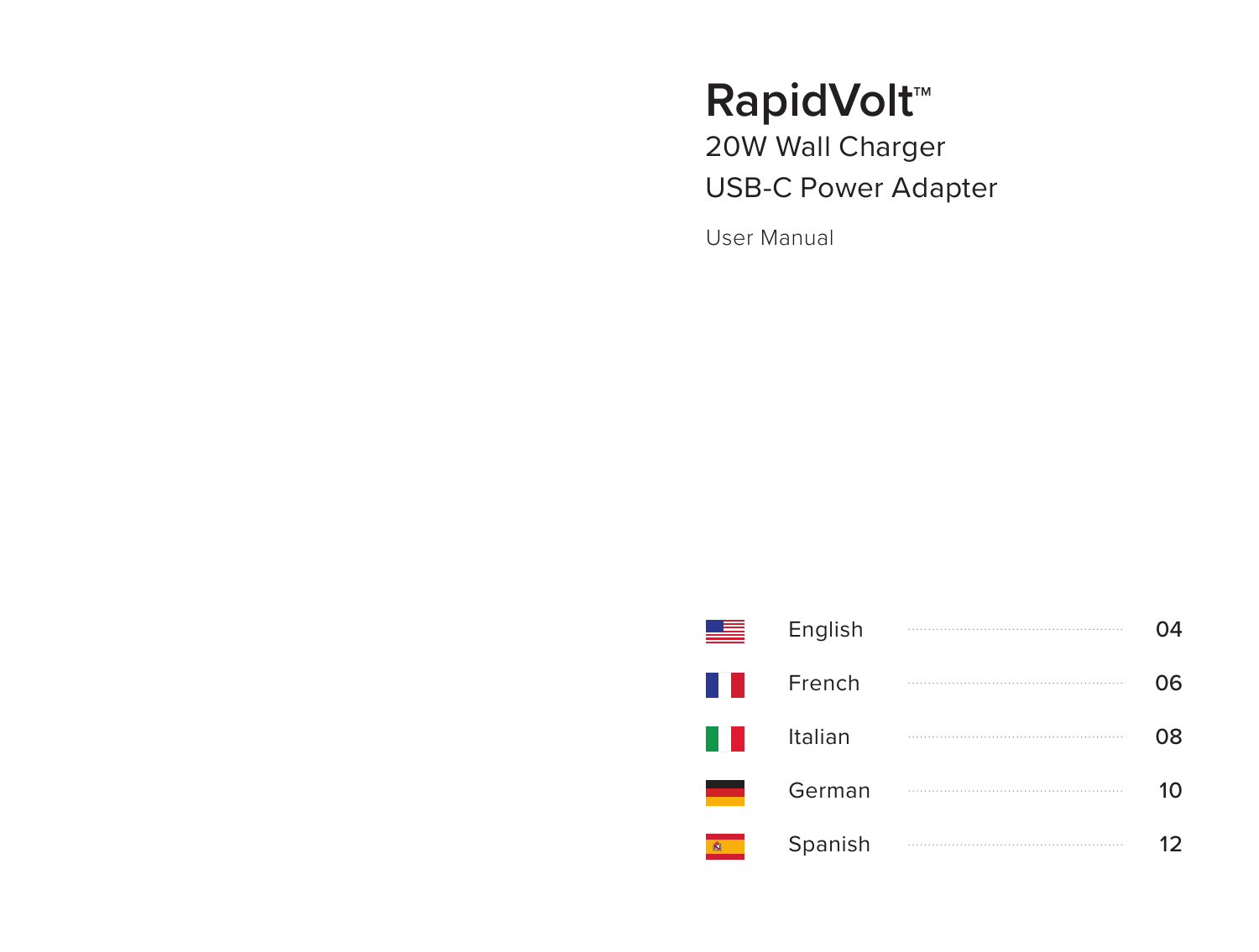# RapidVolt™

## 20W Wall Charger
## USB-C Power Adapter

User Manual

| Language | Page |
| --- | --- |
| English | 04 |
| French | 06 |
| Italian | 08 |
| German | 10 |
| Spanish | 12 |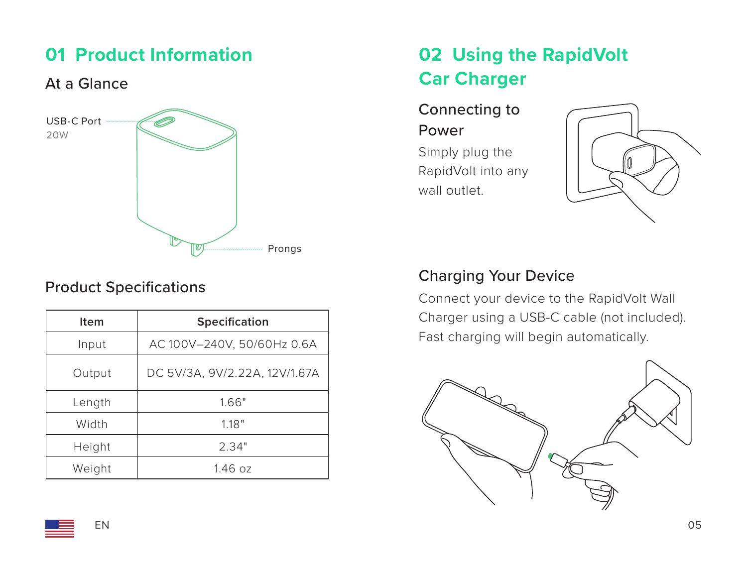## 01 Product Information

### At a Glance

USB-C Port
20W

Prongs

### Product Specifications

| Item | Specification |
|---|---|
| Input | AC 100V–240V, 50/60Hz 0.6A |
| Output | DC 5V/3A, 9V/2.22A, 12V/1.67A |
| Length | 1.66" |
| Width | 1.18" |
| Height | 2.34" |
| Weight | 1.46 oz |

## 02 Using the RapidVolt Car Charger

### Connecting to Power

Simply plug the RapidVolt into any wall outlet.

### Charging Your Device

Connect your device to the RapidVolt Wall Charger using a USB-C cable (not included). Fast charging will begin automatically.

EN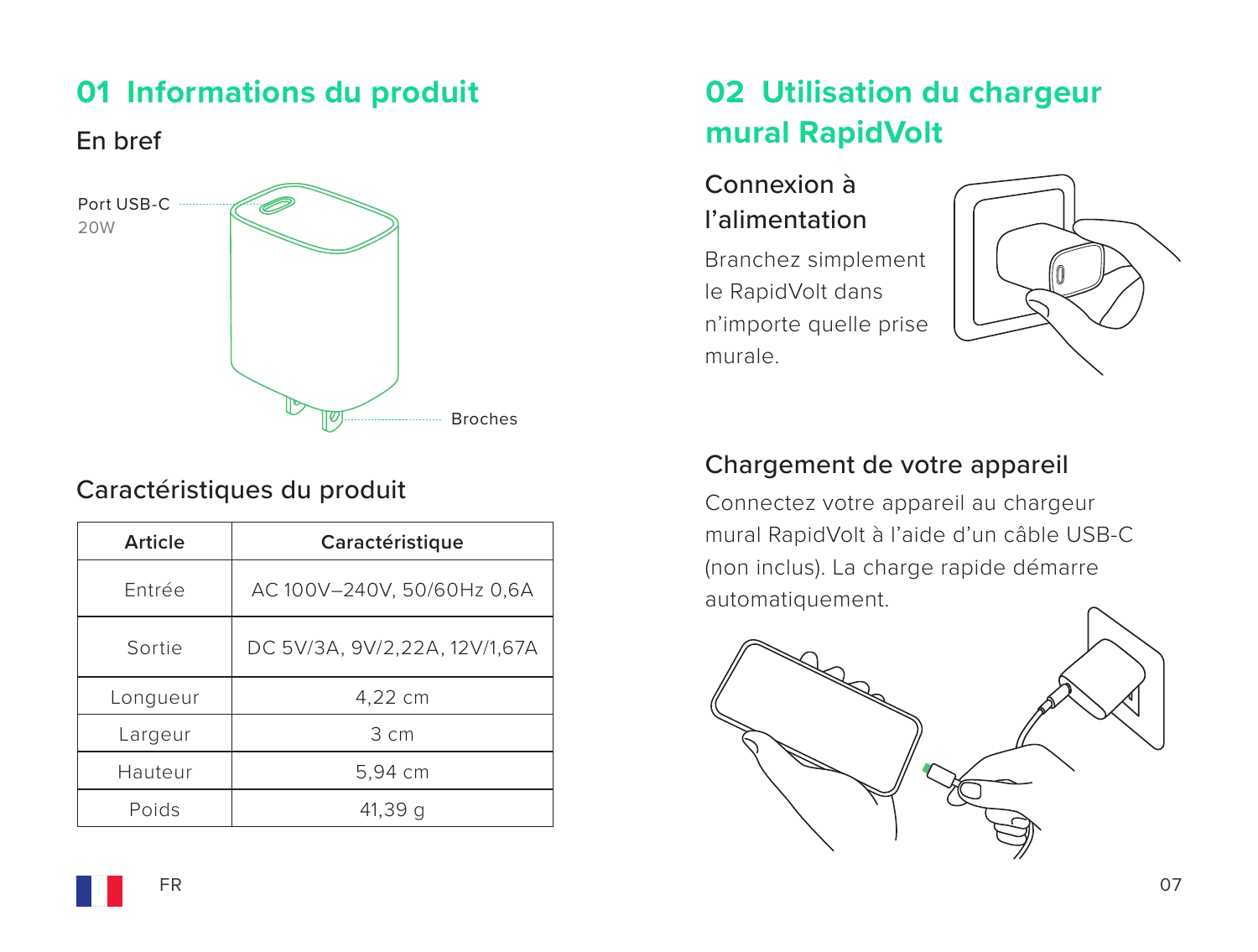## 01 Informations du produit

### En bref

Port USB-C
20W

Broches

### Caractéristiques du produit

| Article | Caractéristique |
|---|---|
| Entrée | AC 100V–240V, 50/60Hz 0,6A |
| Sortie | DC 5V/3A, 9V/2,22A, 12V/1,67A |
| Longueur | 4,22 cm |
| Largeur | 3 cm |
| Hauteur | 5,94 cm |
| Poids | 41,39 g |

## 02 Utilisation du chargeur mural RapidVolt

### Connexion à l'alimentation

Branchez simplement le RapidVolt dans n'importe quelle prise murale.

### Chargement de votre appareil

Connectez votre appareil au chargeur mural RapidVolt à l'aide d'un câble USB-C (non inclus). La charge rapide démarre automatiquement.

FR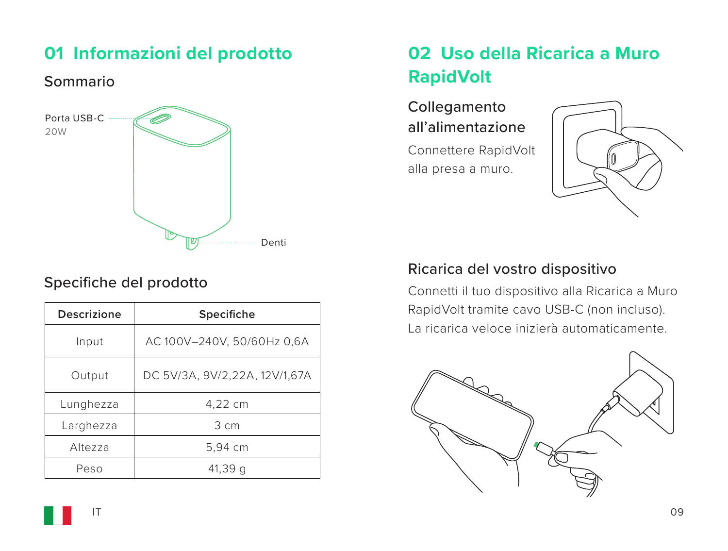## 01 Informazioni del prodotto

### Sommario

Porta USB-C
20W

Denti

### Specifiche del prodotto

| Descrizione | Specifiche |
| --- | --- |
| Input | AC 100V–240V, 50/60Hz 0,6A |
| Output | DC 5V/3A, 9V/2,22A, 12V/1,67A |
| Lunghezza | 4,22 cm |
| Larghezza | 3 cm |
| Altezza | 5,94 cm |
| Peso | 41,39 g |

## 02 Uso della Ricarica a Muro RapidVolt

### Collegamento all'alimentazione

Connettere RapidVolt alla presa a muro.

### Ricarica del vostro dispositivo

Connetti il tuo dispositivo alla Ricarica a Muro RapidVolt tramite cavo USB-C (non incluso). La ricarica veloce inizierà automaticamente.

IT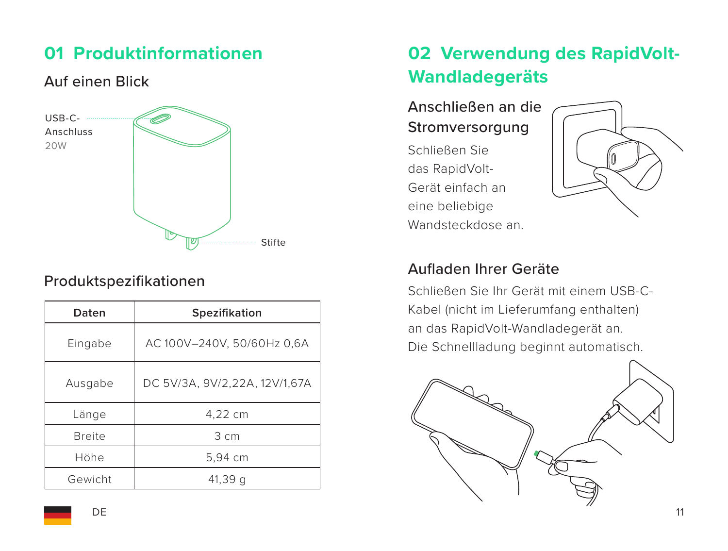## 01 Produktinformationen

### Auf einen Blick

USB-C-Anschluss 20W

Stifte

### Produktspezifikationen

| Daten | Spezifikation |
|---|---|
| Eingabe | AC 100V–240V, 50/60Hz 0,6A |
| Ausgabe | DC 5V/3A, 9V/2,22A, 12V/1,67A |
| Länge | 4,22 cm |
| Breite | 3 cm |
| Höhe | 5,94 cm |
| Gewicht | 41,39 g |

## 02 Verwendung des RapidVolt-Wandladegeräts

### Anschließen an die Stromversorgung

Schließen Sie das RapidVolt-Gerät einfach an eine beliebige Wandsteckdose an.

### Aufladen Ihrer Geräte

Schließen Sie Ihr Gerät mit einem USB-C-Kabel (nicht im Lieferumfang enthalten) an das RapidVolt-Wandladegerät an. Die Schnellladung beginnt automatisch.

DE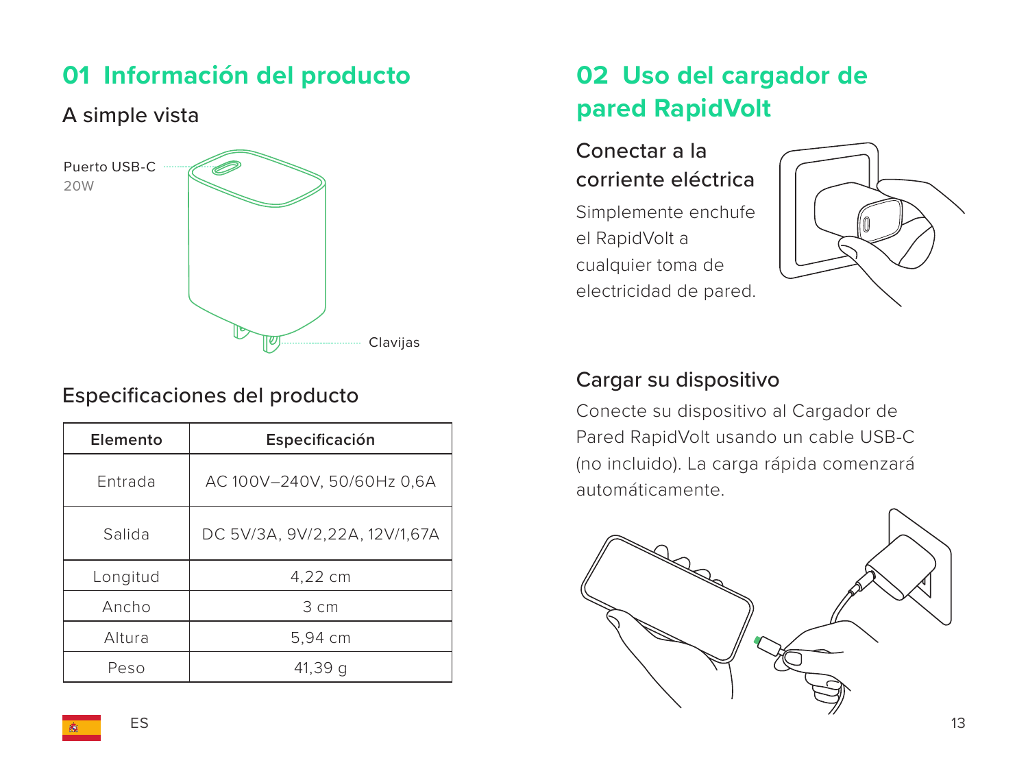## 01 Información del producto

### A simple vista

Puerto USB-C
20W

Clavijas

### Especificaciones del producto

| Elemento | Especificación |
|---|---|
| Entrada | AC 100V–240V, 50/60Hz 0,6A |
| Salida | DC 5V/3A, 9V/2,22A, 12V/1,67A |
| Longitud | 4,22 cm |
| Ancho | 3 cm |
| Altura | 5,94 cm |
| Peso | 41,39 g |

## 02 Uso del cargador de pared RapidVolt

### Conectar a la corriente eléctrica

Simplemente enchufe el RapidVolt a cualquier toma de electricidad de pared.

### Cargar su dispositivo

Conecte su dispositivo al Cargador de Pared RapidVolt usando un cable USB-C (no incluido). La carga rápida comenzará automáticamente.

ES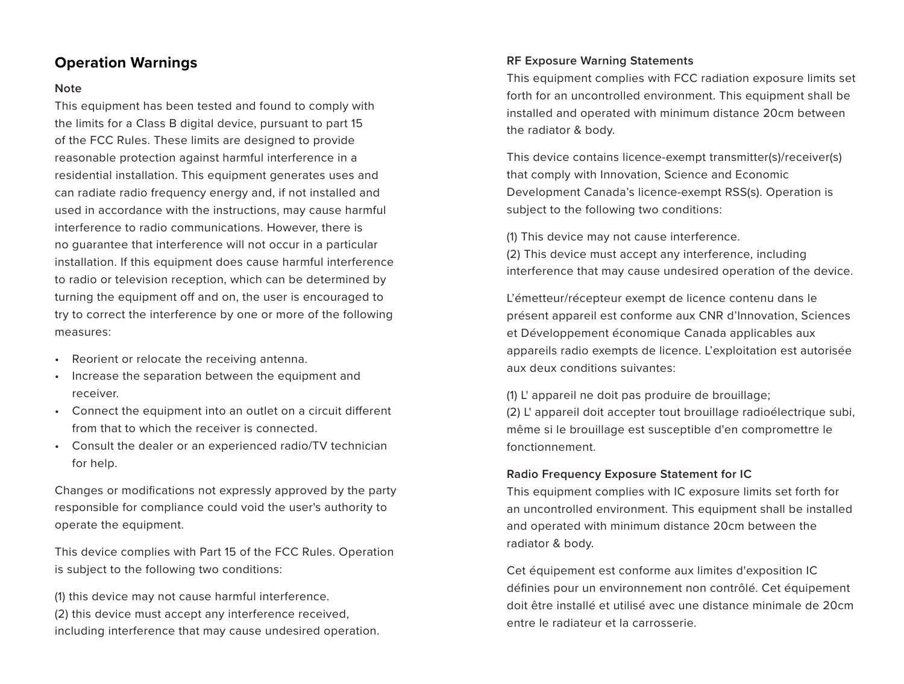## Operation Warnings

**Note**

This equipment has been tested and found to comply with the limits for a Class B digital device, pursuant to part 15 of the FCC Rules. These limits are designed to provide reasonable protection against harmful interference in a residential installation. This equipment generates uses and can radiate radio frequency energy and, if not installed and used in accordance with the instructions, may cause harmful interference to radio communications. However, there is no guarantee that interference will not occur in a particular installation. If this equipment does cause harmful interference to radio or television reception, which can be determined by turning the equipment off and on, the user is encouraged to try to correct the interference by one or more of the following measures:

- Reorient or relocate the receiving antenna.
- Increase the separation between the equipment and receiver.
- Connect the equipment into an outlet on a circuit different from that to which the receiver is connected.
- Consult the dealer or an experienced radio/TV technician for help.

Changes or modifications not expressly approved by the party responsible for compliance could void the user's authority to operate the equipment.

This device complies with Part 15 of the FCC Rules. Operation is subject to the following two conditions:

(1) this device may not cause harmful interference.
(2) this device must accept any interference received, including interference that may cause undesired operation.

**RF Exposure Warning Statements**

This equipment complies with FCC radiation exposure limits set forth for an uncontrolled environment. This equipment shall be installed and operated with minimum distance 20cm between the radiator & body.

This device contains licence-exempt transmitter(s)/receiver(s) that comply with Innovation, Science and Economic Development Canada's licence-exempt RSS(s). Operation is subject to the following two conditions:

(1) This device may not cause interference.
(2) This device must accept any interference, including interference that may cause undesired operation of the device.

L'émetteur/récepteur exempt de licence contenu dans le présent appareil est conforme aux CNR d'Innovation, Sciences et Développement économique Canada applicables aux appareils radio exempts de licence. L'exploitation est autorisée aux deux conditions suivantes:

(1) L' appareil ne doit pas produire de brouillage;
(2) L' appareil doit accepter tout brouillage radioélectrique subi, même si le brouillage est susceptible d'en compromettre le fonctionnement.

**Radio Frequency Exposure Statement for IC**

This equipment complies with IC exposure limits set forth for an uncontrolled environment. This equipment shall be installed and operated with minimum distance 20cm between the radiator & body.

Cet équipement est conforme aux limites d'exposition IC définies pour un environnement non contrôlé. Cet équipement doit être installé et utilisé avec une distance minimale de 20cm entre le radiateur et la carrosserie.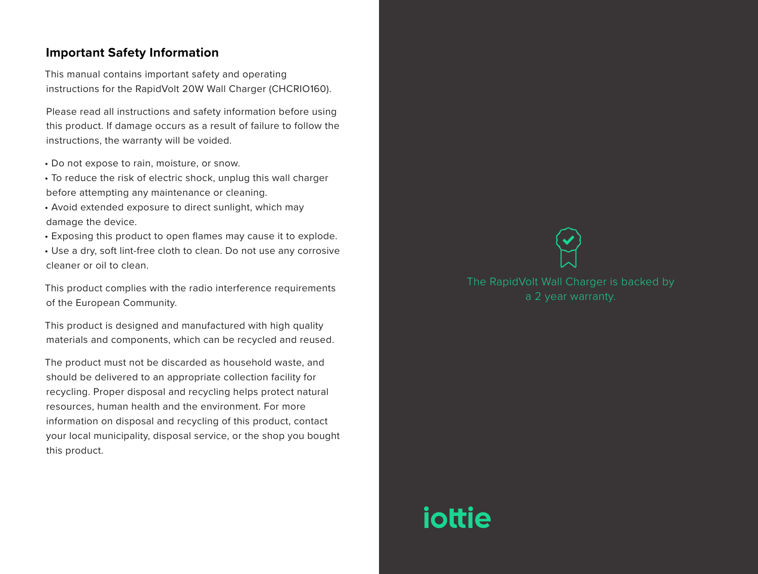## Important Safety Information

This manual contains important safety and operating instructions for the RapidVolt 20W Wall Charger (CHCRIO160).

Please read all instructions and safety information before using this product. If damage occurs as a result of failure to follow the instructions, the warranty will be voided.

- Do not expose to rain, moisture, or snow.
- To reduce the risk of electric shock, unplug this wall charger before attempting any maintenance or cleaning.
- Avoid extended exposure to direct sunlight, which may damage the device.
- Exposing this product to open flames may cause it to explode.
- Use a dry, soft lint-free cloth to clean. Do not use any corrosive cleaner or oil to clean.

This product complies with the radio interference requirements of the European Community.

This product is designed and manufactured with high quality materials and components, which can be recycled and reused.

The product must not be discarded as household waste, and should be delivered to an appropriate collection facility for recycling. Proper disposal and recycling helps protect natural resources, human health and the environment. For more information on disposal and recycling of this product, contact your local municipality, disposal service, or the shop you bought this product.

The RapidVolt Wall Charger is backed by a 2 year warranty.

iottie